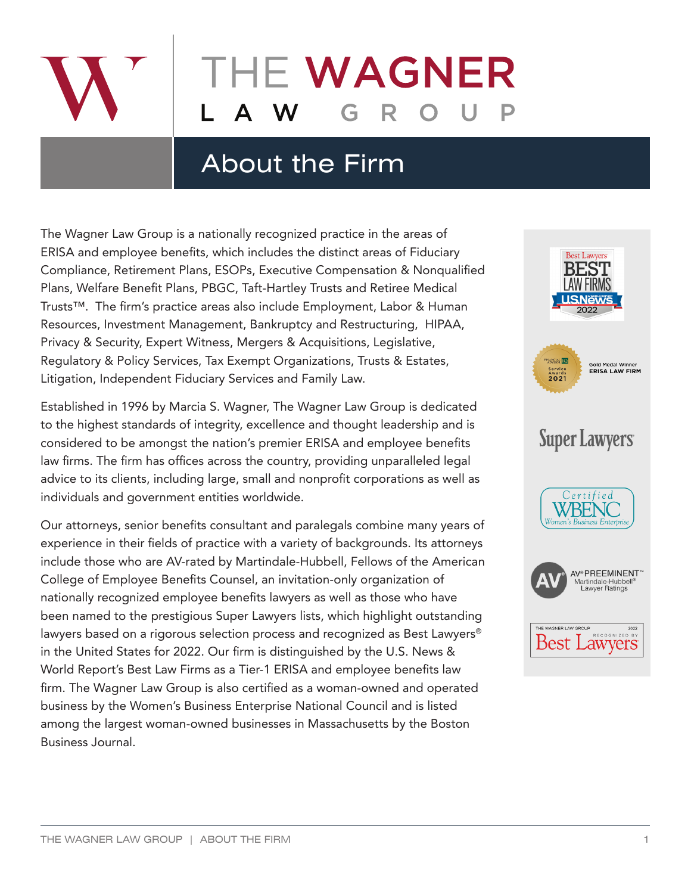# THE WAGNER LAW GROUP

## About the Firm

The Wagner Law Group is a nationally recognized practice in the areas of ERISA and employee benefits, which includes the distinct areas of Fiduciary Compliance, Retirement Plans, ESOPs, Executive Compensation & Nonqualified Plans, Welfare Benefit Plans, PBGC, Taft-Hartley Trusts and Retiree Medical Trusts™. The firm's practice areas also include Employment, Labor & Human Resources, Investment Management, Bankruptcy and Restructuring, HIPAA, Privacy & Security, Expert Witness, Mergers & Acquisitions, Legislative, Regulatory & Policy Services, Tax Exempt Organizations, Trusts & Estates, Litigation, Independent Fiduciary Services and Family Law.

Established in 1996 by Marcia S. Wagner, The Wagner Law Group is dedicated to the highest standards of integrity, excellence and thought leadership and is considered to be amongst the nation's premier ERISA and employee benefits law firms. The firm has offices across the country, providing unparalleled legal advice to its clients, including large, small and nonprofit corporations as well as individuals and government entities worldwide.

Our attorneys, senior benefits consultant and paralegals combine many years of experience in their fields of practice with a variety of backgrounds. Its attorneys include those who are AV-rated by Martindale-Hubbell, Fellows of the American College of Employee Benefits Counsel, an invitation-only organization of nationally recognized employee benefits lawyers as well as those who have been named to the prestigious Super Lawyers lists, which highlight outstanding lawyers based on a rigorous selection process and recognized as Best Lawyers® in the United States for 2022. Our firm is distinguished by the U.S. News & World Report's Best Law Firms as a Tier-1 ERISA and employee benefits law firm. The Wagner Law Group is also certified as a woman-owned and operated business by the Women's Business Enterprise National Council and is listed among the largest woman-owned businesses in Massachusetts by the Boston Business Journal.

Best Lawyers BEST LAW FIRMS U.S. News & World Report 2022

Financial Advisor IQ Service Awards 2021 — Gold Medal Winner ERISA LAW FIRM

Super Lawyers

Certified WBENC Women's Business Enterprise

AV® PREEMINENT™ Martindale-Hubbell® Lawyer Ratings

THE WAGNER LAW GROUP 2022 — Recognized by Best Lawyers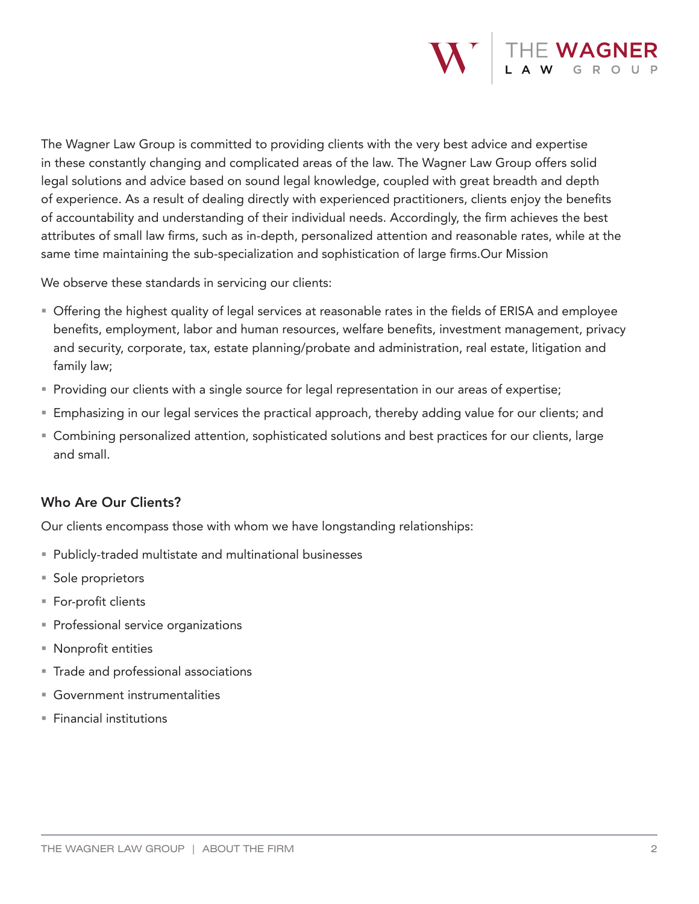The Wagner Law Group is committed to providing clients with the very best advice and expertise in these constantly changing and complicated areas of the law. The Wagner Law Group offers solid legal solutions and advice based on sound legal knowledge, coupled with great breadth and depth of experience. As a result of dealing directly with experienced practitioners, clients enjoy the benefits of accountability and understanding of their individual needs. Accordingly, the firm achieves the best attributes of small law firms, such as in-depth, personalized attention and reasonable rates, while at the same time maintaining the sub-specialization and sophistication of large firms.Our Mission

We observe these standards in servicing our clients:

- Offering the highest quality of legal services at reasonable rates in the fields of ERISA and employee benefits, employment, labor and human resources, welfare benefits, investment management, privacy and security, corporate, tax, estate planning/probate and administration, real estate, litigation and family law;
- Providing our clients with a single source for legal representation in our areas of expertise;
- Emphasizing in our legal services the practical approach, thereby adding value for our clients; and
- Combining personalized attention, sophisticated solutions and best practices for our clients, large and small.

### Who Are Our Clients?

Our clients encompass those with whom we have longstanding relationships:

- Publicly-traded multistate and multinational businesses
- Sole proprietors
- For-profit clients
- Professional service organizations
- Nonprofit entities
- Trade and professional associations
- Government instrumentalities
- Financial institutions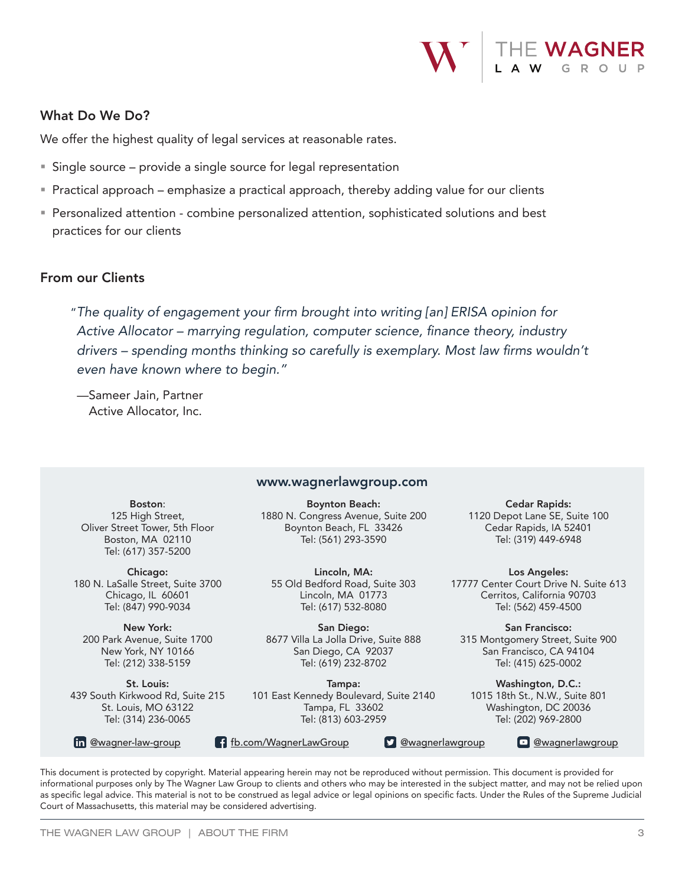## What Do We Do?

We offer the highest quality of legal services at reasonable rates.

- Single source – provide a single source for legal representation
- Practical approach – emphasize a practical approach, thereby adding value for our clients
- Personalized attention - combine personalized attention, sophisticated solutions and best practices for our clients

## From our Clients

> "*The quality of engagement your firm brought into writing [an] ERISA opinion for Active Allocator – marrying regulation, computer science, finance theory, industry drivers – spending months thinking so carefully is exemplary. Most law firms wouldn't even have known where to begin.*"
>
> —Sameer Jain, Partner
> Active Allocator, Inc.

**www.wagnerlawgroup.com**

**Boston:**
125 High Street,
Oliver Street Tower, 5th Floor
Boston, MA 02110
Tel: (617) 357-5200

**Boynton Beach:**
1880 N. Congress Avenue, Suite 200
Boynton Beach, FL 33426
Tel: (561) 293-3590

**Cedar Rapids:**
1120 Depot Lane SE, Suite 100
Cedar Rapids, IA 52401
Tel: (319) 449-6948

**Chicago:**
180 N. LaSalle Street, Suite 3700
Chicago, IL 60601
Tel: (847) 990-9034

**Lincoln, MA:**
55 Old Bedford Road, Suite 303
Lincoln, MA 01773
Tel: (617) 532-8080

**Los Angeles:**
17777 Center Court Drive N. Suite 613
Cerritos, California 90703
Tel: (562) 459-4500

**New York:**
200 Park Avenue, Suite 1700
New York, NY 10166
Tel: (212) 338-5159

**San Diego:**
8677 Villa La Jolla Drive, Suite 888
San Diego, CA 92037
Tel: (619) 232-8702

**San Francisco:**
315 Montgomery Street, Suite 900
San Francisco, CA 94104
Tel: (415) 625-0002

**St. Louis:**
439 South Kirkwood Rd, Suite 215
St. Louis, MO 63122
Tel: (314) 236-0065

**Tampa:**
101 East Kennedy Boulevard, Suite 2140
Tampa, FL 33602
Tel: (813) 603-2959

**Washington, D.C.:**
1015 18th St., N.W., Suite 801
Washington, DC 20036
Tel: (202) 969-2800

@wagner-law-group | fb.com/WagnerLawGroup | @wagnerlawgroup | @wagnerlawgroup

This document is protected by copyright. Material appearing herein may not be reproduced without permission. This document is provided for informational purposes only by The Wagner Law Group to clients and others who may be interested in the subject matter, and may not be relied upon as specific legal advice. This material is not to be construed as legal advice or legal opinions on specific facts. Under the Rules of the Supreme Judicial Court of Massachusetts, this material may be considered advertising.